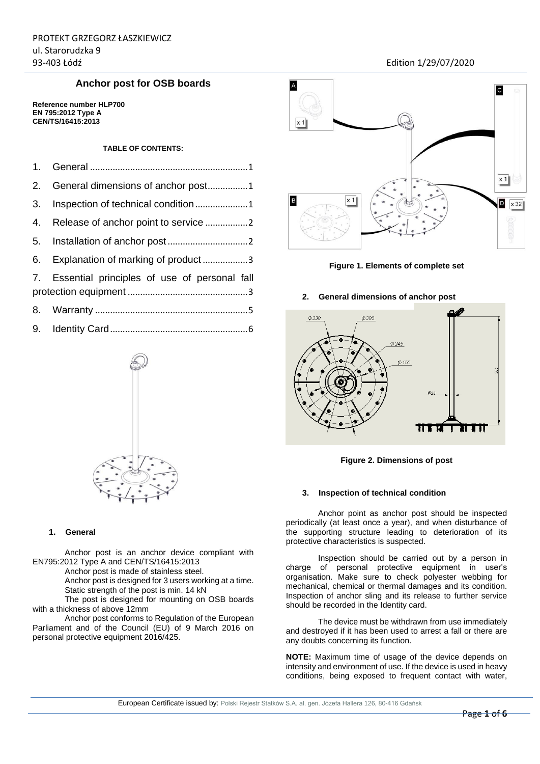PROTEKT GRZEGORZ ŁASZKIEWICZ
ul. Starorudzka 9
93-403 Łódź

Edition 1/29/07/2020

# Anchor post for OSB boards

**Reference number HLP700**
**EN 795:2012 Type A**
**CEN/TS/16415:2013**

**TABLE OF CONTENTS:**

1. General ............................................................1
2. General dimensions of anchor post................1
3. Inspection of technical condition.....................1
4. Release of anchor point to service .................2
5. Installation of anchor post ................................2
6. Explanation of marking of product ..................3
7. Essential principles of use of personal fall protection equipment ................................................3
8. Warranty ............................................................5
9. Identity Card......................................................6

## 1. General

Anchor post is an anchor device compliant with EN795:2012 Type A and CEN/TS/16415:2013

Anchor post is made of stainless steel.

Anchor post is designed for 3 users working at a time.

Static strength of the post is min. 14 kN

The post is designed for mounting on OSB boards with a thickness of above 12mm

Anchor post conforms to Regulation of the European Parliament and of the Council (EU) of 9 March 2016 on personal protective equipment 2016/425.

**Figure 1. Elements of complete set**

## 2. General dimensions of anchor post

**Figure 2. Dimensions of post**

## 3. Inspection of technical condition

Anchor point as anchor post should be inspected periodically (at least once a year), and when disturbance of the supporting structure leading to deterioration of its protective characteristics is suspected.

Inspection should be carried out by a person in charge of personal protective equipment in user's organisation. Make sure to check polyester webbing for mechanical, chemical or thermal damages and its condition. Inspection of anchor sling and its release to further service should be recorded in the Identity card.

The device must be withdrawn from use immediately and destroyed if it has been used to arrest a fall or there are any doubts concerning its function.

**NOTE:** Maximum time of usage of the device depends on intensity and environment of use. If the device is used in heavy conditions, being exposed to frequent contact with water,

European Certificate issued by: Polski Rejestr Statków S.A. al. gen. Józefa Hallera 126, 80-416 Gdańsk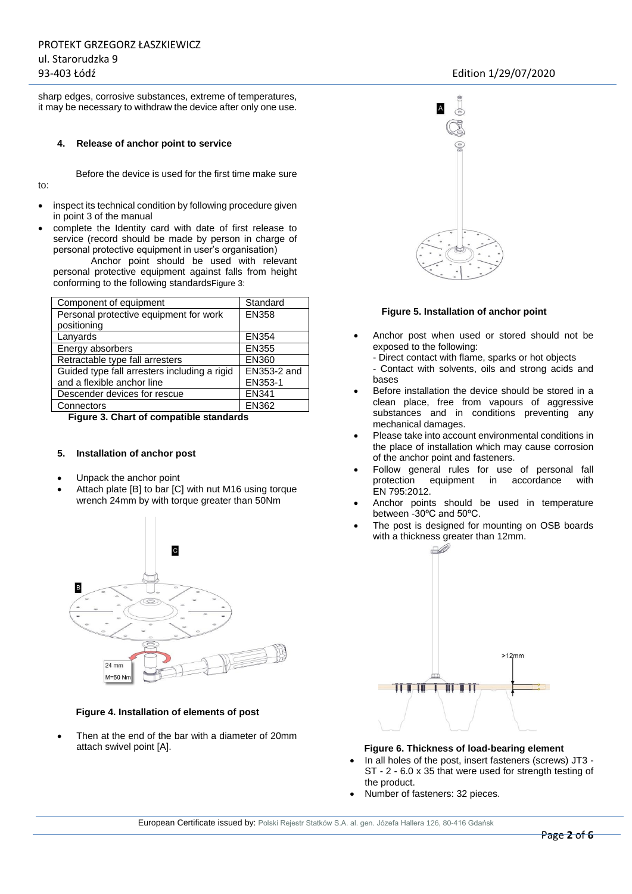sharp edges, corrosive substances, extreme of temperatures, it may be necessary to withdraw the device after only one use.

### 4. Release of anchor point to service

Before the device is used for the first time make sure to:

- inspect its technical condition by following procedure given in point 3 of the manual
- complete the Identity card with date of first release to service (record should be made by person in charge of personal protective equipment in user's organisation)

Anchor point should be used with relevant personal protective equipment against falls from height conforming to the following standardsFigure 3:

| Component of equipment | Standard |
|---|---|
| Personal protective equipment for work positioning | EN358 |
| Lanyards | EN354 |
| Energy absorbers | EN355 |
| Retractable type fall arresters | EN360 |
| Guided type fall arresters including a rigid and a flexible anchor line | EN353-2 and EN353-1 |
| Descender devices for rescue | EN341 |
| Connectors | EN362 |

**Figure 3. Chart of compatible standards**

### 5. Installation of anchor post

- Unpack the anchor point
- Attach plate [B] to bar [C] with nut M16 using torque wrench 24mm by with torque greater than 50Nm

**Figure 4. Installation of elements of post**

- Then at the end of the bar with a diameter of 20mm attach swivel point [A].

**Figure 5. Installation of anchor point**

- Anchor post when used or stored should not be exposed to the following:
  - Direct contact with flame, sparks or hot objects
  - Contact with solvents, oils and strong acids and bases
- Before installation the device should be stored in a clean place, free from vapours of aggressive substances and in conditions preventing any mechanical damages.
- Please take into account environmental conditions in the place of installation which may cause corrosion of the anchor point and fasteners.
- Follow general rules for use of personal fall protection equipment in accordance with EN 795:2012.
- Anchor points should be used in temperature between -30ºC and 50ºC.
- The post is designed for mounting on OSB boards with a thickness greater than 12mm.

**Figure 6. Thickness of load-bearing element**

- In all holes of the post, insert fasteners (screws) JT3 - ST - 2 - 6.0 x 35 that were used for strength testing of the product.
- Number of fasteners: 32 pieces.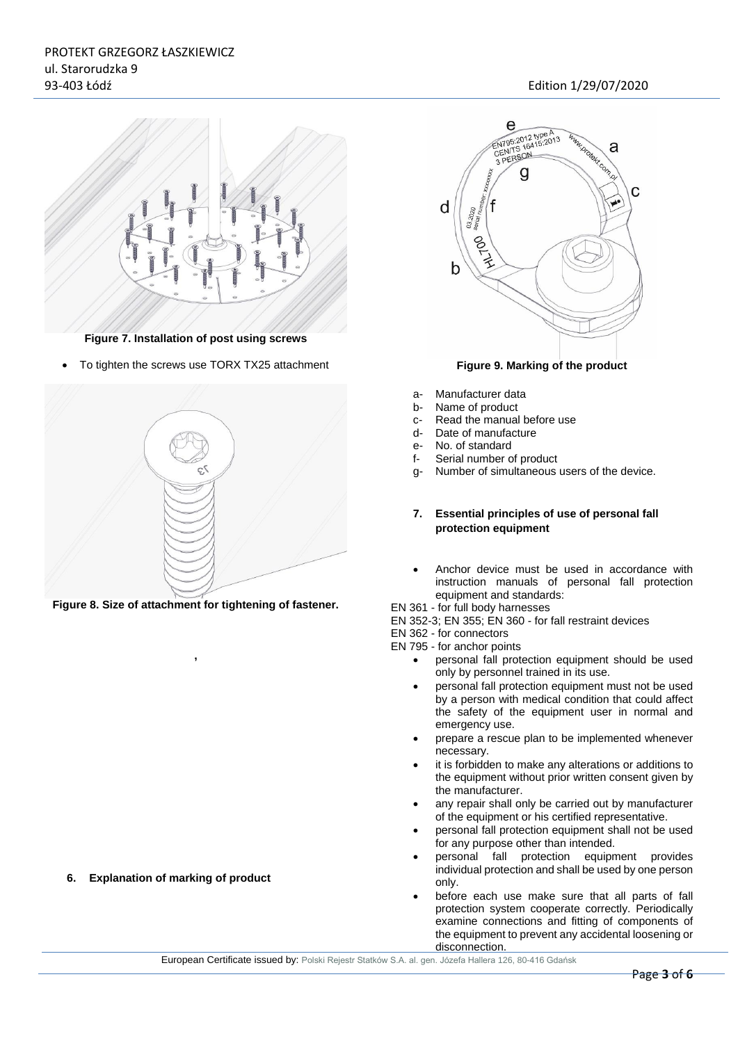Figure 7. Installation of post using screws

- To tighten the screws use TORX TX25 attachment

Figure 8. Size of attachment for tightening of fastener.

## 6. Explanation of marking of product

Figure 9. Marking of the product

- a- Manufacturer data
- b- Name of product
- c- Read the manual before use
- d- Date of manufacture
- e- No. of standard
- f- Serial number of product
- g- Number of simultaneous users of the device.

## 7. Essential principles of use of personal fall protection equipment

- Anchor device must be used in accordance with instruction manuals of personal fall protection equipment and standards:

EN 361 - for full body harnesses
EN 352-3; EN 355; EN 360 - for fall restraint devices
EN 362 - for connectors
EN 795 - for anchor points

- personal fall protection equipment should be used only by personnel trained in its use.
- personal fall protection equipment must not be used by a person with medical condition that could affect the safety of the equipment user in normal and emergency use.
- prepare a rescue plan to be implemented whenever necessary.
- it is forbidden to make any alterations or additions to the equipment without prior written consent given by the manufacturer.
- any repair shall only be carried out by manufacturer of the equipment or his certified representative.
- personal fall protection equipment shall not be used for any purpose other than intended.
- personal fall protection equipment provides individual protection and shall be used by one person only.
- before each use make sure that all parts of fall protection system cooperate correctly. Periodically examine connections and fitting of components of the equipment to prevent any accidental loosening or disconnection.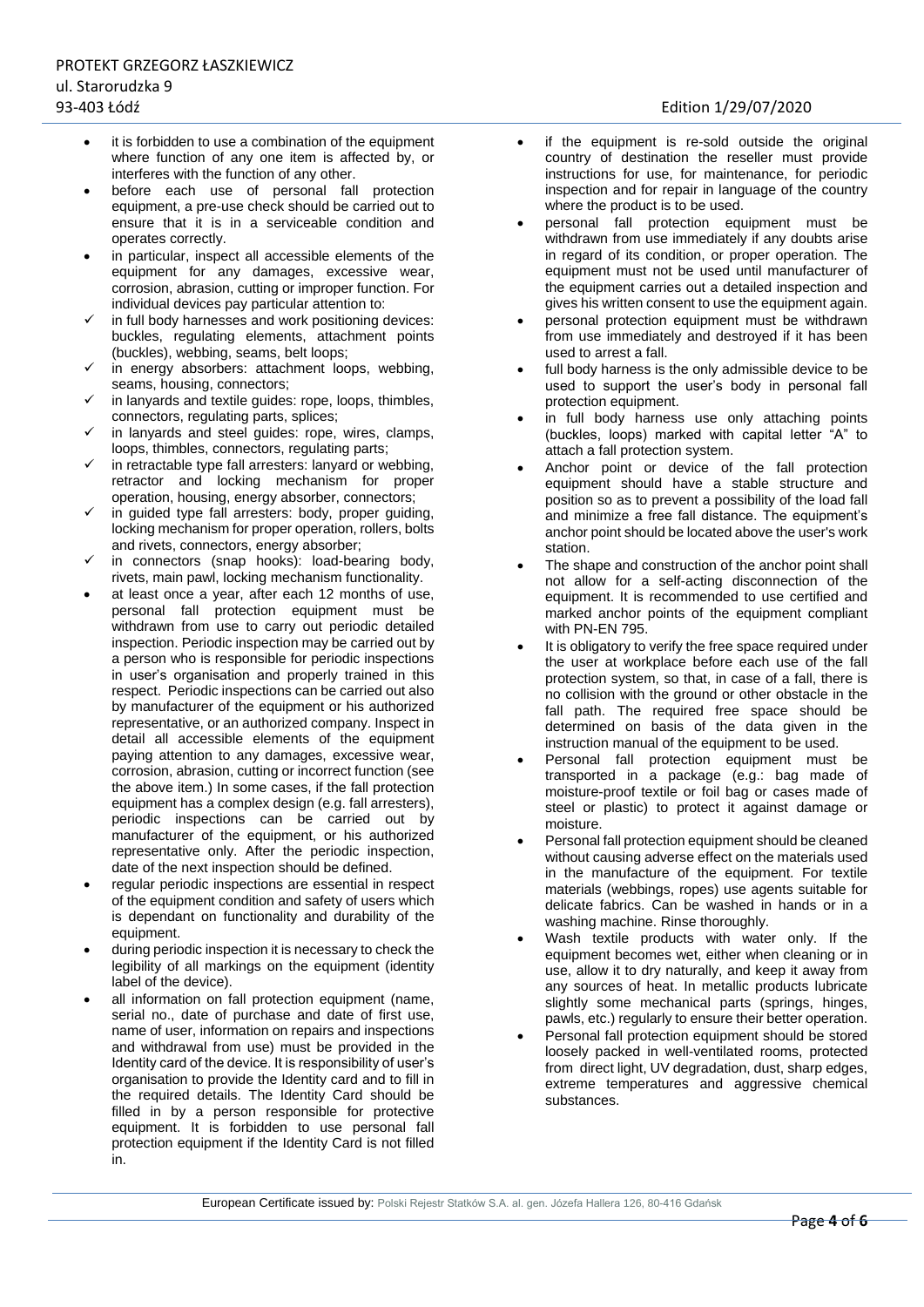- it is forbidden to use a combination of the equipment where function of any one item is affected by, or interferes with the function of any other.
- before each use of personal fall protection equipment, a pre-use check should be carried out to ensure that it is in a serviceable condition and operates correctly.
- in particular, inspect all accessible elements of the equipment for any damages, excessive wear, corrosion, abrasion, cutting or improper function. For individual devices pay particular attention to:
  - ✓ in full body harnesses and work positioning devices: buckles, regulating elements, attachment points (buckles), webbing, seams, belt loops;
  - ✓ in energy absorbers: attachment loops, webbing, seams, housing, connectors;
  - ✓ in lanyards and textile guides: rope, loops, thimbles, connectors, regulating parts, splices;
  - ✓ in lanyards and steel guides: rope, wires, clamps, loops, thimbles, connectors, regulating parts;
  - ✓ in retractable type fall arresters: lanyard or webbing, retractor and locking mechanism for proper operation, housing, energy absorber, connectors;
  - ✓ in guided type fall arresters: body, proper guiding, locking mechanism for proper operation, rollers, bolts and rivets, connectors, energy absorber;
  - ✓ in connectors (snap hooks): load-bearing body, rivets, main pawl, locking mechanism functionality.
- at least once a year, after each 12 months of use, personal fall protection equipment must be withdrawn from use to carry out periodic detailed inspection. Periodic inspection may be carried out by a person who is responsible for periodic inspections in user's organisation and properly trained in this respect. Periodic inspections can be carried out also by manufacturer of the equipment or his authorized representative, or an authorized company. Inspect in detail all accessible elements of the equipment paying attention to any damages, excessive wear, corrosion, abrasion, cutting or incorrect function (see the above item.) In some cases, if the fall protection equipment has a complex design (e.g. fall arresters), periodic inspections can be carried out by manufacturer of the equipment, or his authorized representative only. After the periodic inspection, date of the next inspection should be defined.
- regular periodic inspections are essential in respect of the equipment condition and safety of users which is dependant on functionality and durability of the equipment.
- during periodic inspection it is necessary to check the legibility of all markings on the equipment (identity label of the device).
- all information on fall protection equipment (name, serial no., date of purchase and date of first use, name of user, information on repairs and inspections and withdrawal from use) must be provided in the Identity card of the device. It is responsibility of user's organisation to provide the Identity card and to fill in the required details. The Identity Card should be filled in by a person responsible for protective equipment. It is forbidden to use personal fall protection equipment if the Identity Card is not filled in.
- if the equipment is re-sold outside the original country of destination the reseller must provide instructions for use, for maintenance, for periodic inspection and for repair in language of the country where the product is to be used.
- personal fall protection equipment must be withdrawn from use immediately if any doubts arise in regard of its condition, or proper operation. The equipment must not be used until manufacturer of the equipment carries out a detailed inspection and gives his written consent to use the equipment again.
- personal protection equipment must be withdrawn from use immediately and destroyed if it has been used to arrest a fall.
- full body harness is the only admissible device to be used to support the user's body in personal fall protection equipment.
- in full body harness use only attaching points (buckles, loops) marked with capital letter "A" to attach a fall protection system.
- Anchor point or device of the fall protection equipment should have a stable structure and position so as to prevent a possibility of the load fall and minimize a free fall distance. The equipment's anchor point should be located above the user's work station.
- The shape and construction of the anchor point shall not allow for a self-acting disconnection of the equipment. It is recommended to use certified and marked anchor points of the equipment compliant with PN-EN 795.
- It is obligatory to verify the free space required under the user at workplace before each use of the fall protection system, so that, in case of a fall, there is no collision with the ground or other obstacle in the fall path. The required free space should be determined on basis of the data given in the instruction manual of the equipment to be used.
- Personal fall protection equipment must be transported in a package (e.g.: bag made of moisture-proof textile or foil bag or cases made of steel or plastic) to protect it against damage or moisture.
- Personal fall protection equipment should be cleaned without causing adverse effect on the materials used in the manufacture of the equipment. For textile materials (webbings, ropes) use agents suitable for delicate fabrics. Can be washed in hands or in a washing machine. Rinse thoroughly.
- Wash textile products with water only. If the equipment becomes wet, either when cleaning or in use, allow it to dry naturally, and keep it away from any sources of heat. In metallic products lubricate slightly some mechanical parts (springs, hinges, pawls, etc.) regularly to ensure their better operation.
- Personal fall protection equipment should be stored loosely packed in well-ventilated rooms, protected from direct light, UV degradation, dust, sharp edges, extreme temperatures and aggressive chemical substances.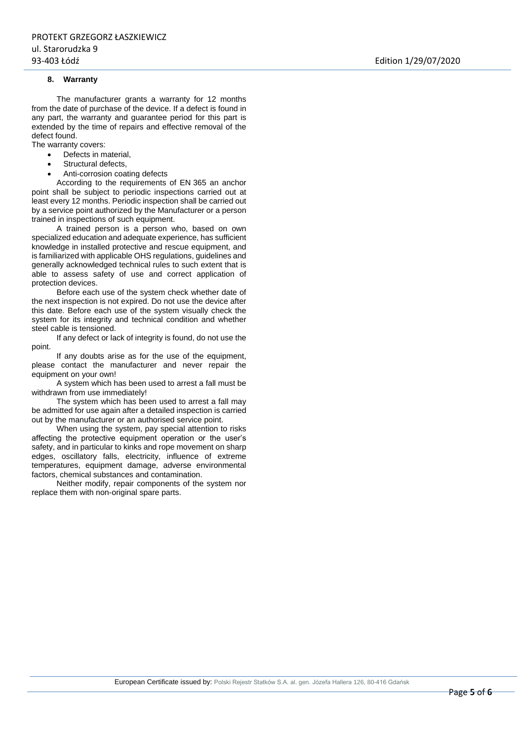## 8. Warranty

The manufacturer grants a warranty for 12 months from the date of purchase of the device. If a defect is found in any part, the warranty and guarantee period for this part is extended by the time of repairs and effective removal of the defect found.

The warranty covers:

- Defects in material,
- Structural defects,
- Anti-corrosion coating defects

According to the requirements of EN 365 an anchor point shall be subject to periodic inspections carried out at least every 12 months. Periodic inspection shall be carried out by a service point authorized by the Manufacturer or a person trained in inspections of such equipment.

A trained person is a person who, based on own specialized education and adequate experience, has sufficient knowledge in installed protective and rescue equipment, and is familiarized with applicable OHS regulations, guidelines and generally acknowledged technical rules to such extent that is able to assess safety of use and correct application of protection devices.

Before each use of the system check whether date of the next inspection is not expired. Do not use the device after this date. Before each use of the system visually check the system for its integrity and technical condition and whether steel cable is tensioned.

If any defect or lack of integrity is found, do not use the point.

If any doubts arise as for the use of the equipment, please contact the manufacturer and never repair the equipment on your own!

A system which has been used to arrest a fall must be withdrawn from use immediately!

The system which has been used to arrest a fall may be admitted for use again after a detailed inspection is carried out by the manufacturer or an authorised service point.

When using the system, pay special attention to risks affecting the protective equipment operation or the user's safety, and in particular to kinks and rope movement on sharp edges, oscillatory falls, electricity, influence of extreme temperatures, equipment damage, adverse environmental factors, chemical substances and contamination.

Neither modify, repair components of the system nor replace them with non-original spare parts.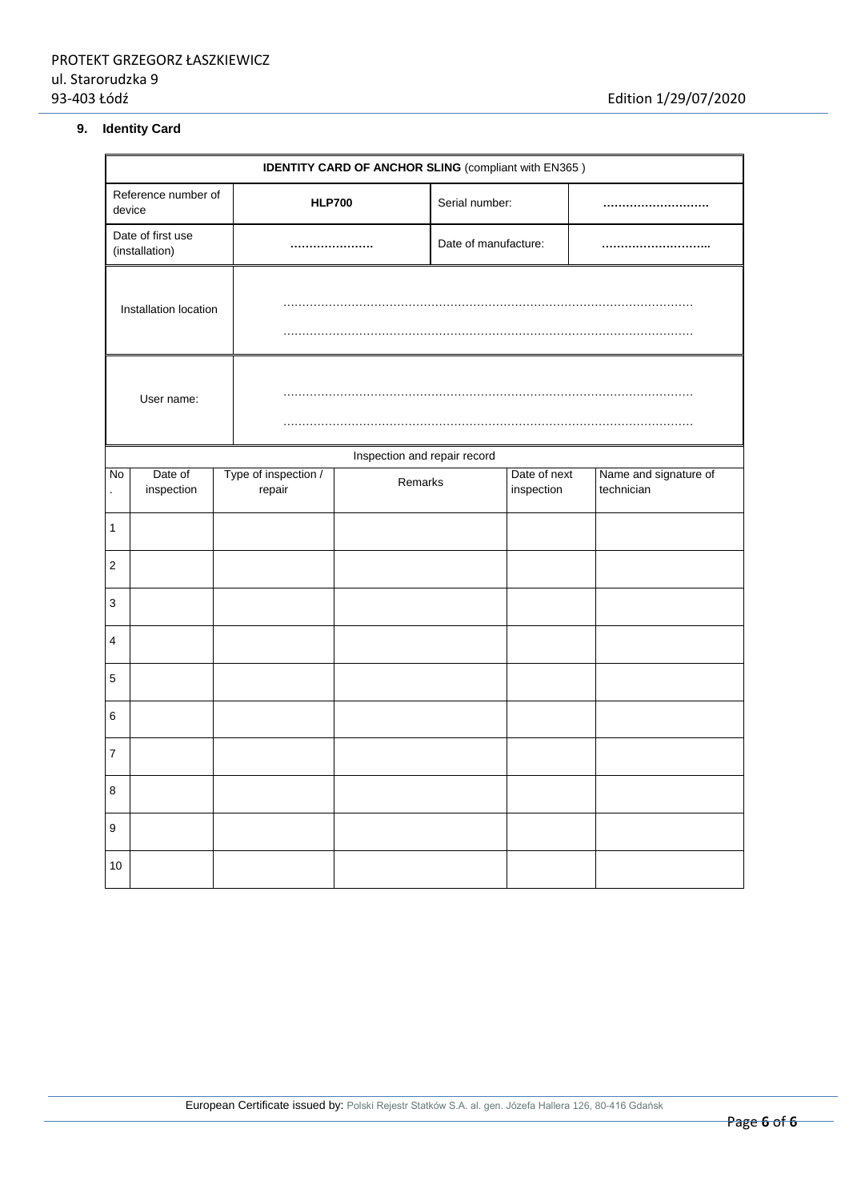## 9. Identity Card

| IDENTITY CARD OF ANCHOR SLING (compliant with EN365 ) | | | |
|---|---|---|---|
| Reference number of device | **HLP700** | Serial number: | **……………………….** |
| Date of first use (installation) | **………………….** | Date of manufacture: | **………………………..** |
| Installation location | ……………………………………………………………………………………………… ……………………………………………………………………………………………… | | |
| User name: | ……………………………………………………………………………………………… ……………………………………………………………………………………………… | | |

Inspection and repair record

| No. | Date of inspection | Type of inspection / repair | Remarks | Date of next inspection | Name and signature of technician |
|---|---|---|---|---|---|
| 1 | | | | | |
| 2 | | | | | |
| 3 | | | | | |
| 4 | | | | | |
| 5 | | | | | |
| 6 | | | | | |
| 7 | | | | | |
| 8 | | | | | |
| 9 | | | | | |
| 10 | | | | | |